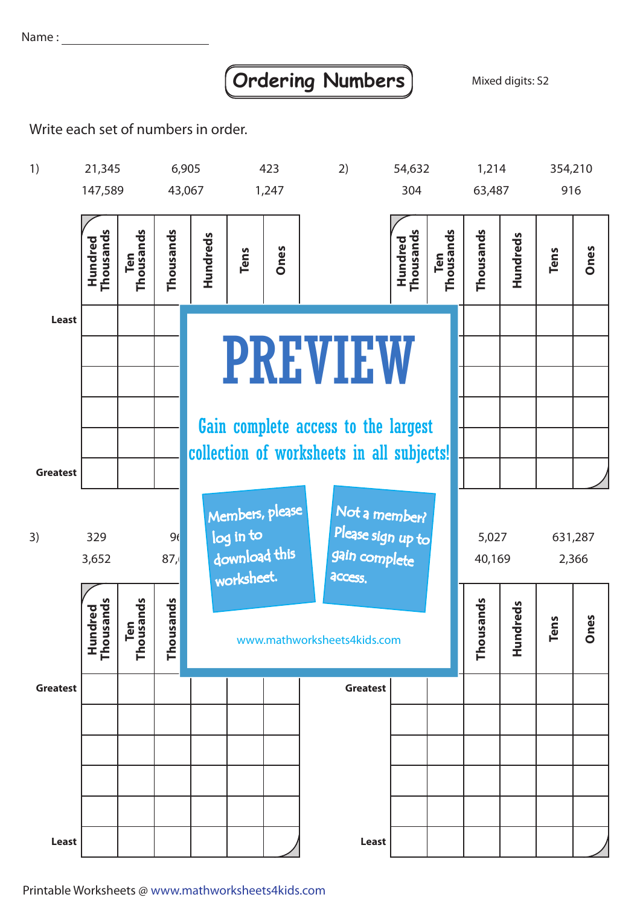Name : ______________________

# Ordering Numbers

Mixed digits: S2

Write each set of numbers in order.

1) 21,345 &nbsp;&nbsp; 6,905 &nbsp;&nbsp; 423
147,589 &nbsp;&nbsp; 43,067 &nbsp;&nbsp; 1,247

| | Hundred Thousands | Ten Thousands | Thousands | Hundreds | Tens | Ones |
|---|---|---|---|---|---|---|
| Least | | | | | | |
| | | | | | | |
| | | | | | | |
| | | | | | | |
| | | | | | | |
| Greatest | | | | | | |

2) 54,632 &nbsp;&nbsp; 1,214 &nbsp;&nbsp; 354,210
304 &nbsp;&nbsp; 63,487 &nbsp;&nbsp; 916

| | Hundred Thousands | Ten Thousands | Thousands | Hundreds | Tens | Ones |
|---|---|---|---|---|---|---|
| Least | | | | | | |
| | | | | | | |
| | | | | | | |
| | | | | | | |
| | | | | | | |
| Greatest | | | | | | |

PREVIEW

Gain complete access to the largest collection of worksheets in all subjects!

Members, please log in to download this worksheet.

Not a member? Please sign up to gain complete access.

www.mathworksheets4kids.com

3) 329 &nbsp;&nbsp; 9...
3,652 &nbsp;&nbsp; 87,...

| | Hundred Thousands | Ten Thousands | Thousands | Hundreds | Tens | Ones |
|---|---|---|---|---|---|---|
| Greatest | | | | | | |
| | | | | | | |
| | | | | | | |
| | | | | | | |
| | | | | | | |
| Least | | | | | | |

4) ... &nbsp;&nbsp; 5,027 &nbsp;&nbsp; 631,287
... &nbsp;&nbsp; 40,169 &nbsp;&nbsp; 2,366

| | Hundred Thousands | Ten Thousands | Thousands | Hundreds | Tens | Ones |
|---|---|---|---|---|---|---|
| Greatest | | | | | | |
| | | | | | | |
| | | | | | | |
| | | | | | | |
| | | | | | | |
| Least | | | | | | |

Printable Worksheets @ www.mathworksheets4kids.com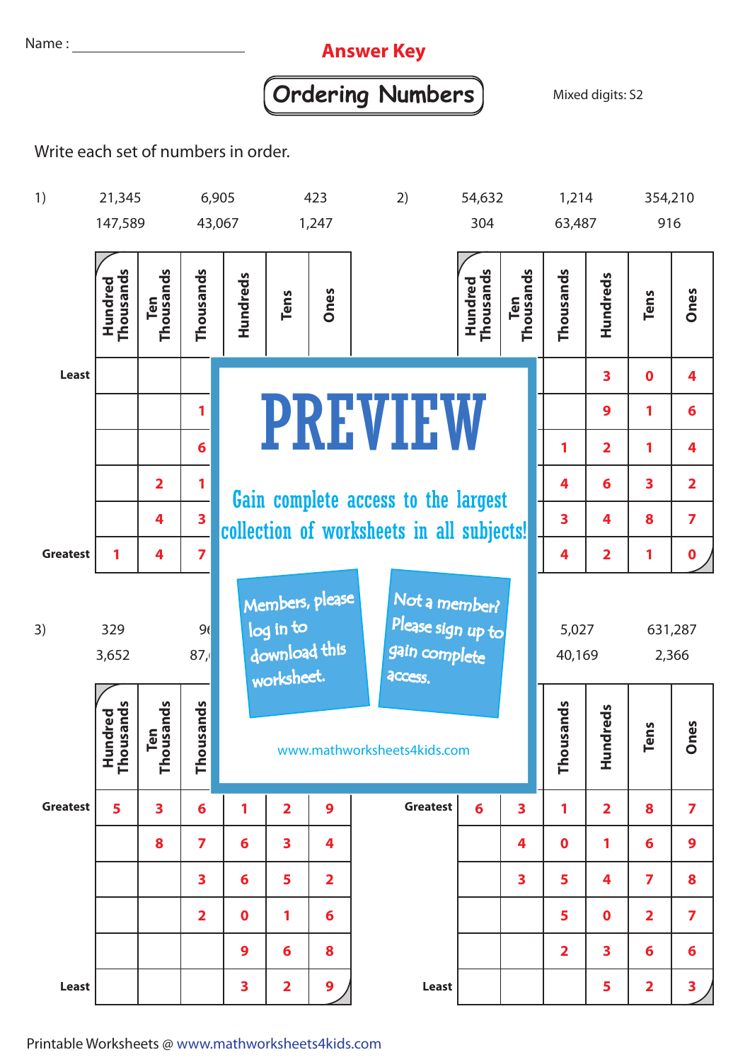Name : ______________________

**Answer Key**

# Ordering Numbers

Mixed digits: S2

Write each set of numbers in order.

1) 21,345 6,905 423 147,589 43,067 1,247

| | Hundred Thousands | Ten Thousands | Thousands | Hundreds | Tens | Ones |
|---|---|---|---|---|---|---|
| Least | | | | | | |
| | | | 1 | | | |
| | | | 6 | | | |
| | | 2 | 1 | | | |
| | | 4 | 3 | | | |
| Greatest | 1 | 4 | 7 | | | |

2) 54,632 1,214 354,210 304 63,487 916

| | Hundred Thousands | Ten Thousands | Thousands | Hundreds | Tens | Ones |
|---|---|---|---|---|---|---|
| | | | | 3 | 0 | 4 |
| | | | | 9 | 1 | 6 |
| | | | 1 | 2 | 1 | 4 |
| | | | 4 | 6 | 3 | 2 |
| | | | 3 | 4 | 8 | 7 |
| | | | 4 | 2 | 1 | 0 |

PREVIEW

Gain complete access to the largest collection of worksheets in all subjects!

Members, please log in to download this worksheet.

Not a member? Please sign up to gain complete access.

www.mathworksheets4kids.com

3) 329 96 3,652 87,

| | Hundred Thousands | Ten Thousands | Thousands | Hundreds | Tens | Ones |
|---|---|---|---|---|---|---|
| Greatest | 5 | 3 | 6 | 1 | 2 | 9 |
| | | 8 | 7 | 6 | 3 | 4 |
| | | | 3 | 6 | 5 | 2 |
| | | | 2 | 0 | 1 | 6 |
| | | | | 9 | 6 | 8 |
| Least | | | | 3 | 2 | 9 |

5,027 631,287 40,169 2,366

| | Hundred Thousands | Ten Thousands | Thousands | Hundreds | Tens | Ones |
|---|---|---|---|---|---|---|
| Greatest | 6 | 3 | 1 | 2 | 8 | 7 |
| | | 4 | 0 | 1 | 6 | 9 |
| | | 3 | 5 | 4 | 7 | 8 |
| | | | 5 | 0 | 2 | 7 |
| | | | 2 | 3 | 6 | 6 |
| Least | | | | 5 | 2 | 3 |

Printable Worksheets @ www.mathworksheets4kids.com